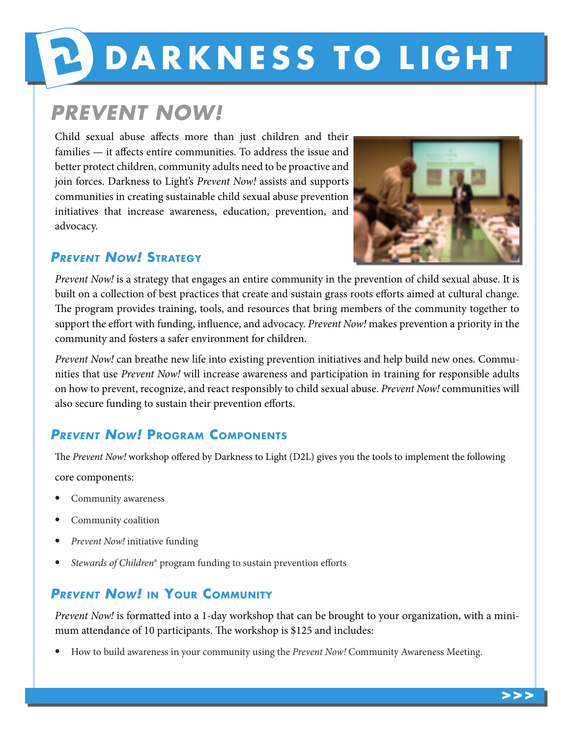# DARKNESS TO LIGHT

## PREVENT NOW!

Child sexual abuse affects more than just children and their families — it affects entire communities. To address the issue and better protect children, community adults need to be proactive and join forces. Darkness to Light's *Prevent Now!* assists and supports communities in creating sustainable child sexual abuse prevention initiatives that increase awareness, education, prevention, and advocacy.

### *Prevent Now!* Strategy

*Prevent Now!* is a strategy that engages an entire community in the prevention of child sexual abuse. It is built on a collection of best practices that create and sustain grass roots efforts aimed at cultural change. The program provides training, tools, and resources that bring members of the community together to support the effort with funding, influence, and advocacy. *Prevent Now!* makes prevention a priority in the community and fosters a safer environment for children.

*Prevent Now!* can breathe new life into existing prevention initiatives and help build new ones. Communities that use *Prevent Now!* will increase awareness and participation in training for responsible adults on how to prevent, recognize, and react responsibly to child sexual abuse. *Prevent Now!* communities will also secure funding to sustain their prevention efforts.

### *Prevent Now!* Program Components

The *Prevent Now!* workshop offered by Darkness to Light (D2L) gives you the tools to implement the following core components:

- Community awareness
- Community coalition
- *Prevent Now!* initiative funding
- *Stewards of Children*® program funding to sustain prevention efforts

### *Prevent Now!* in Your Community

*Prevent Now!* is formatted into a 1-day workshop that can be brought to your organization, with a minimum attendance of 10 participants. The workshop is $125 and includes:

- How to build awareness in your community using the *Prevent Now!* Community Awareness Meeting.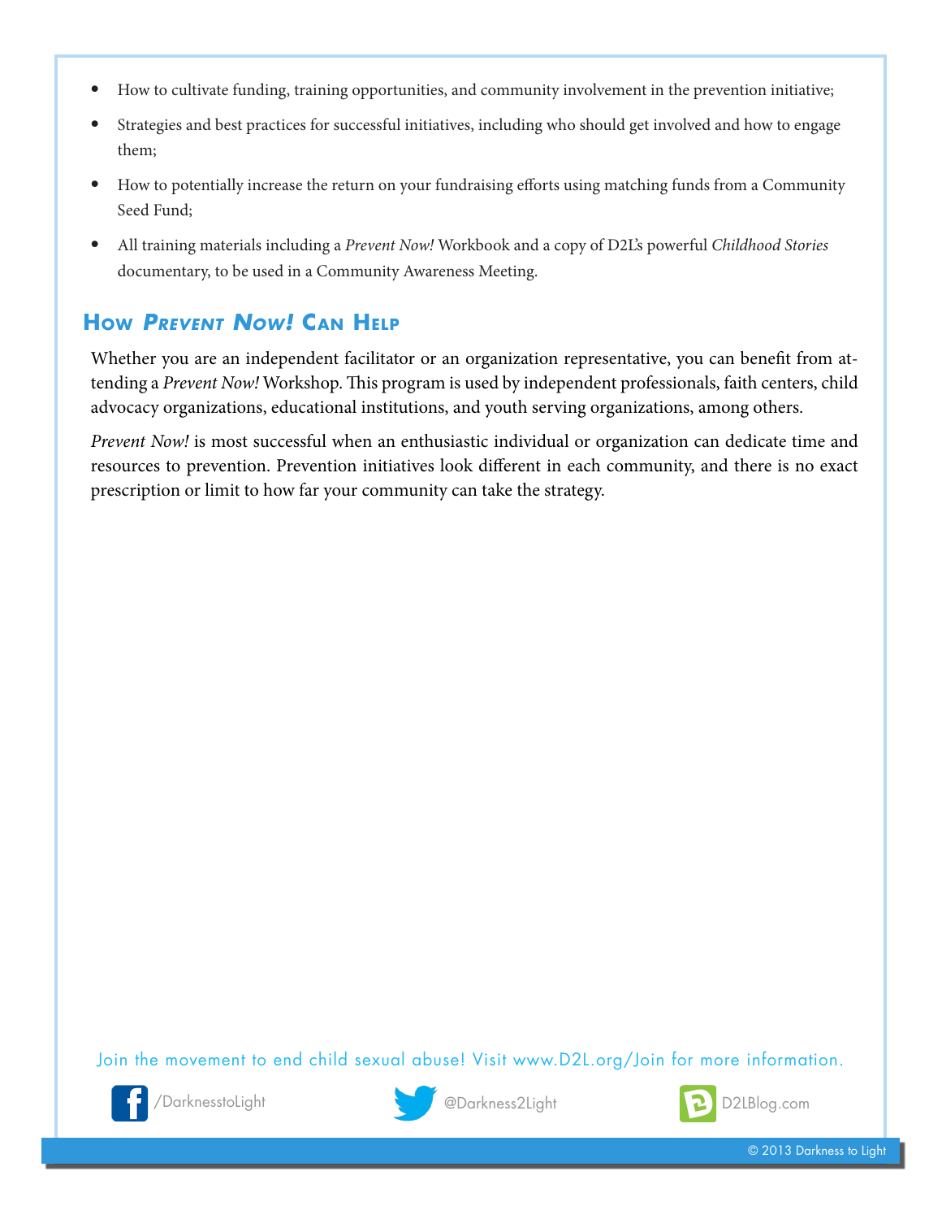- How to cultivate funding, training opportunities, and community involvement in the prevention initiative;
- Strategies and best practices for successful initiatives, including who should get involved and how to engage them;
- How to potentially increase the return on your fundraising efforts using matching funds from a Community Seed Fund;
- All training materials including a *Prevent Now!* Workbook and a copy of D2L's powerful *Childhood Stories* documentary, to be used in a Community Awareness Meeting.

## How *Prevent Now!* Can Help

Whether you are an independent facilitator or an organization representative, you can benefit from attending a *Prevent Now!* Workshop. This program is used by independent professionals, faith centers, child advocacy organizations, educational institutions, and youth serving organizations, among others.

*Prevent Now!* is most successful when an enthusiastic individual or organization can dedicate time and resources to prevention. Prevention initiatives look different in each community, and there is no exact prescription or limit to how far your community can take the strategy.

Join the movement to end child sexual abuse! Visit www.D2L.org/Join for more information.

/DarknesstoLight @Darkness2Light D2LBlog.com

© 2013 Darkness to Light